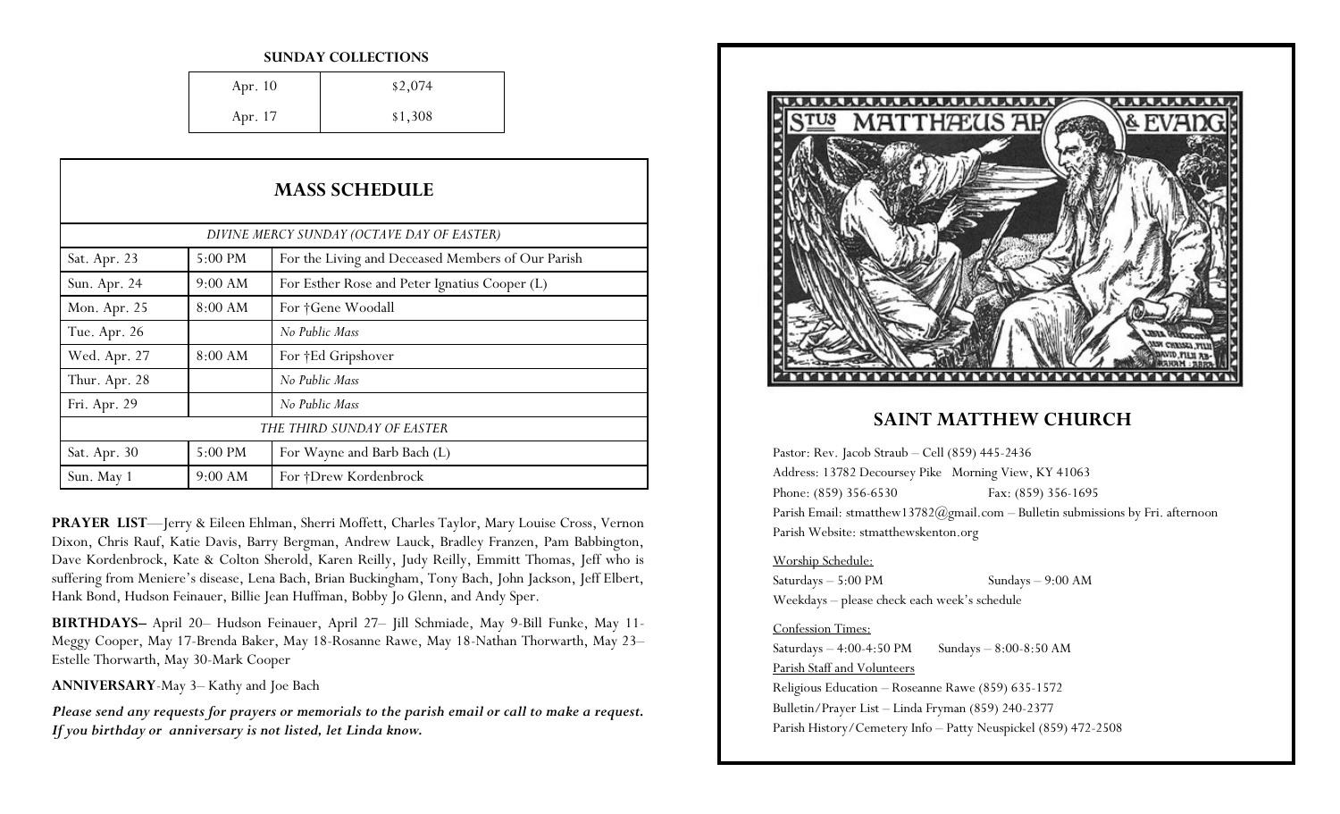**SUNDAY COLLECTIONS**

| | |
|---|---|
| Apr. 10 | $2,074 |
| Apr. 17 | $1,308 |

## MASS SCHEDULE

| | | |
|---|---|---|
| *DIVINE MERCY SUNDAY (OCTAVE DAY OF EASTER)* | | |
| Sat. Apr. 23 | 5:00 PM | For the Living and Deceased Members of Our Parish |
| Sun. Apr. 24 | 9:00 AM | For Esther Rose and Peter Ignatius Cooper (L) |
| Mon. Apr. 25 | 8:00 AM | For †Gene Woodall |
| Tue. Apr. 26 | | *No Public Mass* |
| Wed. Apr. 27 | 8:00 AM | For †Ed Gripshover |
| Thur. Apr. 28 | | *No Public Mass* |
| Fri. Apr. 29 | | *No Public Mass* |
| *THE THIRD SUNDAY OF EASTER* | | |
| Sat. Apr. 30 | 5:00 PM | For Wayne and Barb Bach (L) |
| Sun. May 1 | 9:00 AM | For †Drew Kordenbrock |

**PRAYER LIST**—Jerry & Eileen Ehlman, Sherri Moffett, Charles Taylor, Mary Louise Cross, Vernon Dixon, Chris Rauf, Katie Davis, Barry Bergman, Andrew Lauck, Bradley Franzen, Pam Babbington, Dave Kordenbrock, Kate & Colton Sherold, Karen Reilly, Judy Reilly, Emmitt Thomas, Jeff who is suffering from Meniere's disease, Lena Bach, Brian Buckingham, Tony Bach, John Jackson, Jeff Elbert, Hank Bond, Hudson Feinauer, Billie Jean Huffman, Bobby Jo Glenn, and Andy Sper.

**BIRTHDAYS–** April 20– Hudson Feinauer, April 27– Jill Schmiade, May 9-Bill Funke, May 11-Meggy Cooper, May 17-Brenda Baker, May 18-Rosanne Rawe, May 18-Nathan Thorwarth, May 23–Estelle Thorwarth, May 30-Mark Cooper

**ANNIVERSARY**-May 3– Kathy and Joe Bach

***Please send any requests for prayers or memorials to the parish email or call to make a request. If you birthday or anniversary is not listed, let Linda know.***

## SAINT MATTHEW CHURCH

Pastor: Rev. Jacob Straub – Cell (859) 445-2436

Address: 13782 Decoursey Pike Morning View, KY 41063

Phone: (859) 356-6530 Fax: (859) 356-1695

Parish Email: stmatthew13782@gmail.com – Bulletin submissions by Fri. afternoon

Parish Website: stmatthewskenton.org

Worship Schedule:

Saturdays – 5:00 PM Sundays – 9:00 AM

Weekdays – please check each week's schedule

Confession Times:

Saturdays – 4:00-4:50 PM Sundays – 8:00-8:50 AM

Parish Staff and Volunteers

Religious Education – Roseanne Rawe (859) 635-1572

Bulletin/Prayer List – Linda Fryman (859) 240-2377

Parish History/Cemetery Info – Patty Neuspickel (859) 472-2508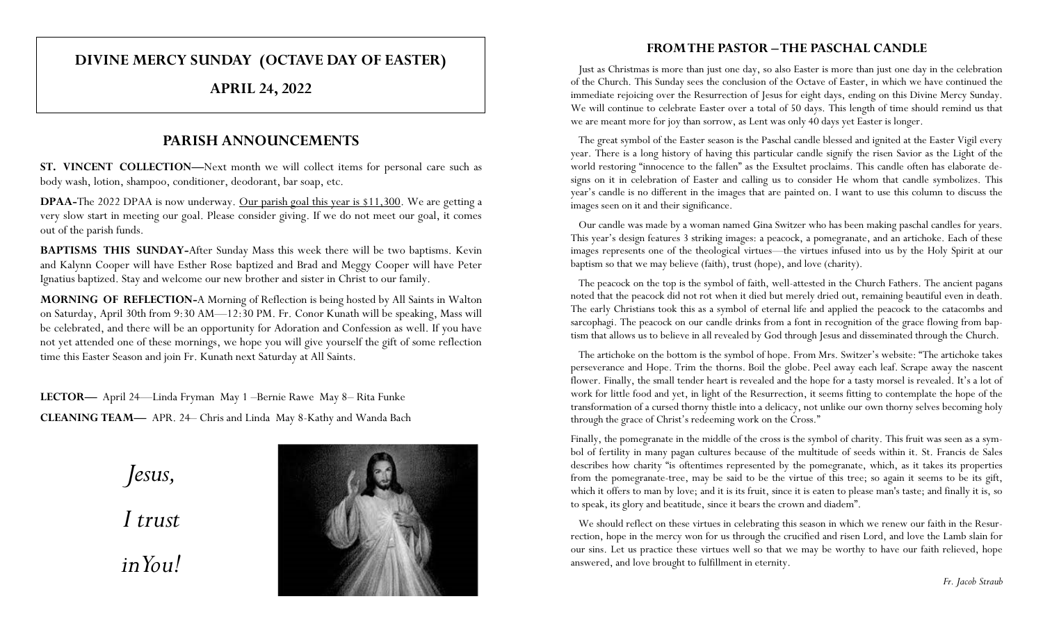# DIVINE MERCY SUNDAY (OCTAVE DAY OF EASTER)

## APRIL 24, 2022

## PARISH ANNOUNCEMENTS

**ST. VINCENT COLLECTION—**Next month we will collect items for personal care such as body wash, lotion, shampoo, conditioner, deodorant, bar soap, etc.

**DPAA-**The 2022 DPAA is now underway. Our parish goal this year is $11,300. We are getting a very slow start in meeting our goal. Please consider giving. If we do not meet our goal, it comes out of the parish funds.

**BAPTISMS THIS SUNDAY-**After Sunday Mass this week there will be two baptisms. Kevin and Kalynn Cooper will have Esther Rose baptized and Brad and Meggy Cooper will have Peter Ignatius baptized. Stay and welcome our new brother and sister in Christ to our family.

**MORNING OF REFLECTION-**A Morning of Reflection is being hosted by All Saints in Walton on Saturday, April 30th from 9:30 AM—12:30 PM. Fr. Conor Kunath will be speaking, Mass will be celebrated, and there will be an opportunity for Adoration and Confession as well. If you have not yet attended one of these mornings, we hope you will give yourself the gift of some reflection time this Easter Season and join Fr. Kunath next Saturday at All Saints.

**LECTOR—** April 24—Linda Fryman May 1 –Bernie Rawe May 8– Rita Funke

**CLEANING TEAM—** APR. 24– Chris and Linda May 8-Kathy and Wanda Bach

*Jesus,*

*I trust*

*in You!*

## FROM THE PASTOR – THE PASCHAL CANDLE

Just as Christmas is more than just one day, so also Easter is more than just one day in the celebration of the Church. This Sunday sees the conclusion of the Octave of Easter, in which we have continued the immediate rejoicing over the Resurrection of Jesus for eight days, ending on this Divine Mercy Sunday. We will continue to celebrate Easter over a total of 50 days. This length of time should remind us that we are meant more for joy than sorrow, as Lent was only 40 days yet Easter is longer.

The great symbol of the Easter season is the Paschal candle blessed and ignited at the Easter Vigil every year. There is a long history of having this particular candle signify the risen Savior as the Light of the world restoring "innocence to the fallen" as the Exsultet proclaims. This candle often has elaborate designs on it in celebration of Easter and calling us to consider He whom that candle symbolizes. This year's candle is no different in the images that are painted on. I want to use this column to discuss the images seen on it and their significance.

Our candle was made by a woman named Gina Switzer who has been making paschal candles for years. This year's design features 3 striking images: a peacock, a pomegranate, and an artichoke. Each of these images represents one of the theological virtues—the virtues infused into us by the Holy Spirit at our baptism so that we may believe (faith), trust (hope), and love (charity).

The peacock on the top is the symbol of faith, well-attested in the Church Fathers. The ancient pagans noted that the peacock did not rot when it died but merely dried out, remaining beautiful even in death. The early Christians took this as a symbol of eternal life and applied the peacock to the catacombs and sarcophagi. The peacock on our candle drinks from a font in recognition of the grace flowing from baptism that allows us to believe in all revealed by God through Jesus and disseminated through the Church.

The artichoke on the bottom is the symbol of hope. From Mrs. Switzer's website: "The artichoke takes perseverance and Hope. Trim the thorns. Boil the globe. Peel away each leaf. Scrape away the nascent flower. Finally, the small tender heart is revealed and the hope for a tasty morsel is revealed. It's a lot of work for little food and yet, in light of the Resurrection, it seems fitting to contemplate the hope of the transformation of a cursed thorny thistle into a delicacy, not unlike our own thorny selves becoming holy through the grace of Christ's redeeming work on the Cross."

Finally, the pomegranate in the middle of the cross is the symbol of charity. This fruit was seen as a symbol of fertility in many pagan cultures because of the multitude of seeds within it. St. Francis de Sales describes how charity "is oftentimes represented by the pomegranate, which, as it takes its properties from the pomegranate-tree, may be said to be the virtue of this tree; so again it seems to be its gift, which it offers to man by love; and it is its fruit, since it is eaten to please man's taste; and finally it is, so to speak, its glory and beatitude, since it bears the crown and diadem".

We should reflect on these virtues in celebrating this season in which we renew our faith in the Resurrection, hope in the mercy won for us through the crucified and risen Lord, and love the Lamb slain for our sins. Let us practice these virtues well so that we may be worthy to have our faith relieved, hope answered, and love brought to fulfillment in eternity.

*Fr. Jacob Straub*